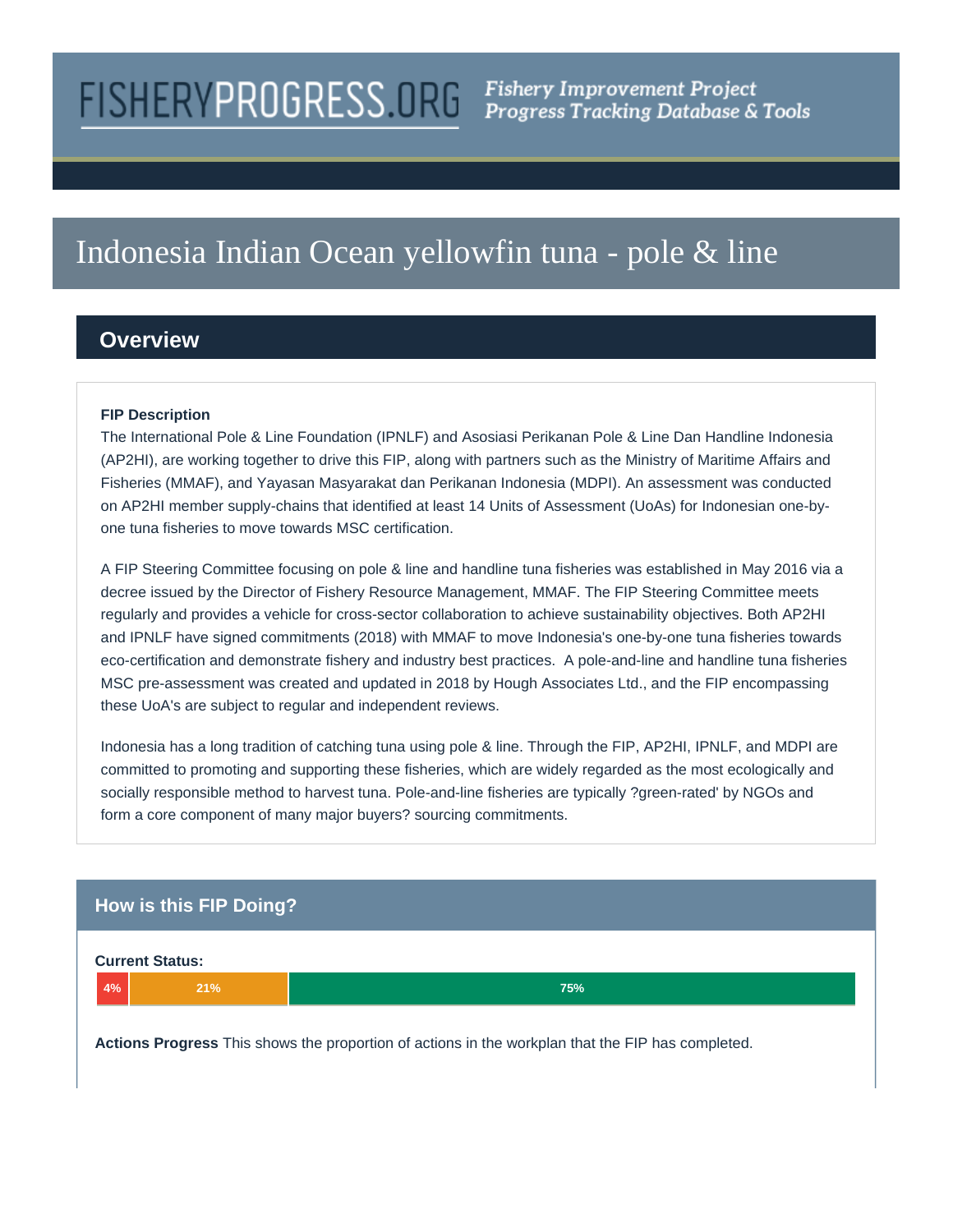FISHERYPROGRESS.ORG *Fishery Improvement Project Progress Tracking Database & Tools*

# Indonesia Indian Ocean yellowfin tuna - pole & line

## Overview

**FIP Description**

The International Pole & Line Foundation (IPNLF) and Asosiasi Perikanan Pole & Line Dan Handline Indonesia (AP2HI), are working together to drive this FIP, along with partners such as the Ministry of Maritime Affairs and Fisheries (MMAF), and Yayasan Masyarakat dan Perikanan Indonesia (MDPI). An assessment was conducted on AP2HI member supply-chains that identified at least 14 Units of Assessment (UoAs) for Indonesian one-by-one tuna fisheries to move towards MSC certification.

A FIP Steering Committee focusing on pole & line and handline tuna fisheries was established in May 2016 via a decree issued by the Director of Fishery Resource Management, MMAF. The FIP Steering Committee meets regularly and provides a vehicle for cross-sector collaboration to achieve sustainability objectives. Both AP2HI and IPNLF have signed commitments (2018) with MMAF to move Indonesia's one-by-one tuna fisheries towards eco-certification and demonstrate fishery and industry best practices. A pole-and-line and handline tuna fisheries MSC pre-assessment was created and updated in 2018 by Hough Associates Ltd., and the FIP encompassing these UoA's are subject to regular and independent reviews.

Indonesia has a long tradition of catching tuna using pole & line. Through the FIP, AP2HI, IPNLF, and MDPI are committed to promoting and supporting these fisheries, which are widely regarded as the most ecologically and socially responsible method to harvest tuna. Pole-and-line fisheries are typically ?green-rated' by NGOs and form a core component of many major buyers? sourcing commitments.

## How is this FIP Doing?

**Current Status:**

| 4% | 21% | 75% |
|---|---|---|

**Actions Progress** This shows the proportion of actions in the workplan that the FIP has completed.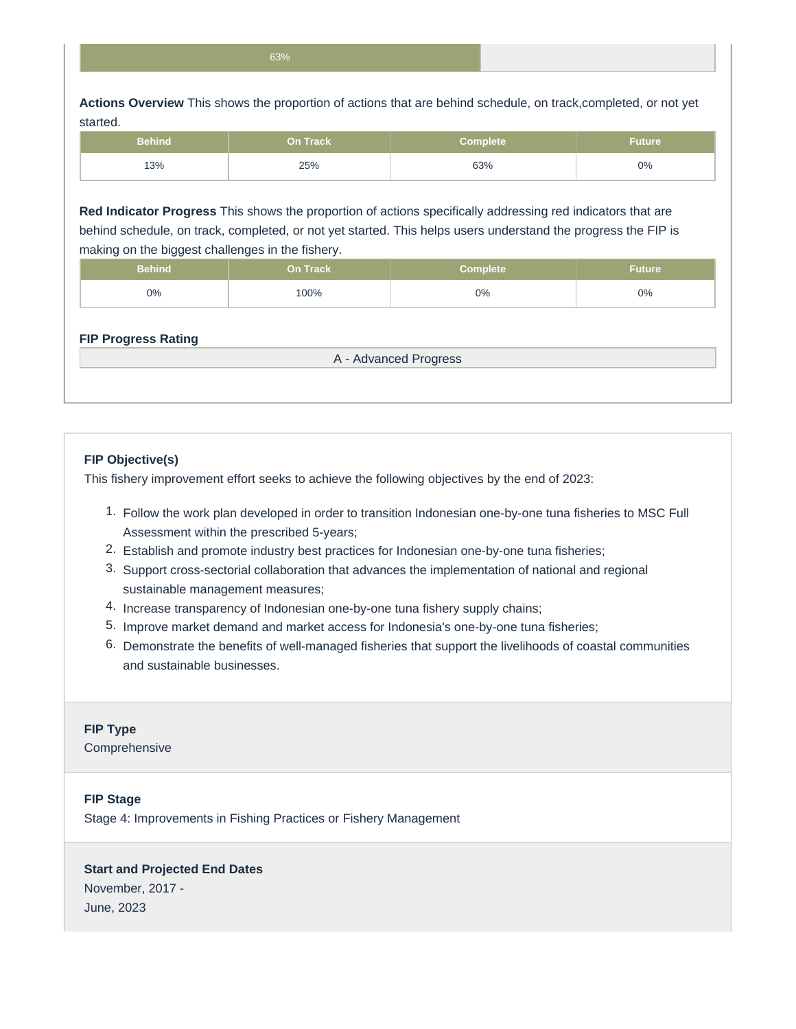63%

**Actions Overview** This shows the proportion of actions that are behind schedule, on track,completed, or not yet started.

| Behind | On Track | Complete | Future |
|---|---|---|---|
| 13% | 25% | 63% | 0% |

**Red Indicator Progress** This shows the proportion of actions specifically addressing red indicators that are behind schedule, on track, completed, or not yet started. This helps users understand the progress the FIP is making on the biggest challenges in the fishery.

| Behind | On Track | Complete | Future |
|---|---|---|---|
| 0% | 100% | 0% | 0% |

**FIP Progress Rating**

A - Advanced Progress

**FIP Objective(s)**

This fishery improvement effort seeks to achieve the following objectives by the end of 2023:

1. Follow the work plan developed in order to transition Indonesian one-by-one tuna fisheries to MSC Full Assessment within the prescribed 5-years;
2. Establish and promote industry best practices for Indonesian one-by-one tuna fisheries;
3. Support cross-sectorial collaboration that advances the implementation of national and regional sustainable management measures;
4. Increase transparency of Indonesian one-by-one tuna fishery supply chains;
5. Improve market demand and market access for Indonesia's one-by-one tuna fisheries;
6. Demonstrate the benefits of well-managed fisheries that support the livelihoods of coastal communities and sustainable businesses.

**FIP Type**

Comprehensive

**FIP Stage**

Stage 4: Improvements in Fishing Practices or Fishery Management

**Start and Projected End Dates**

November, 2017 -
June, 2023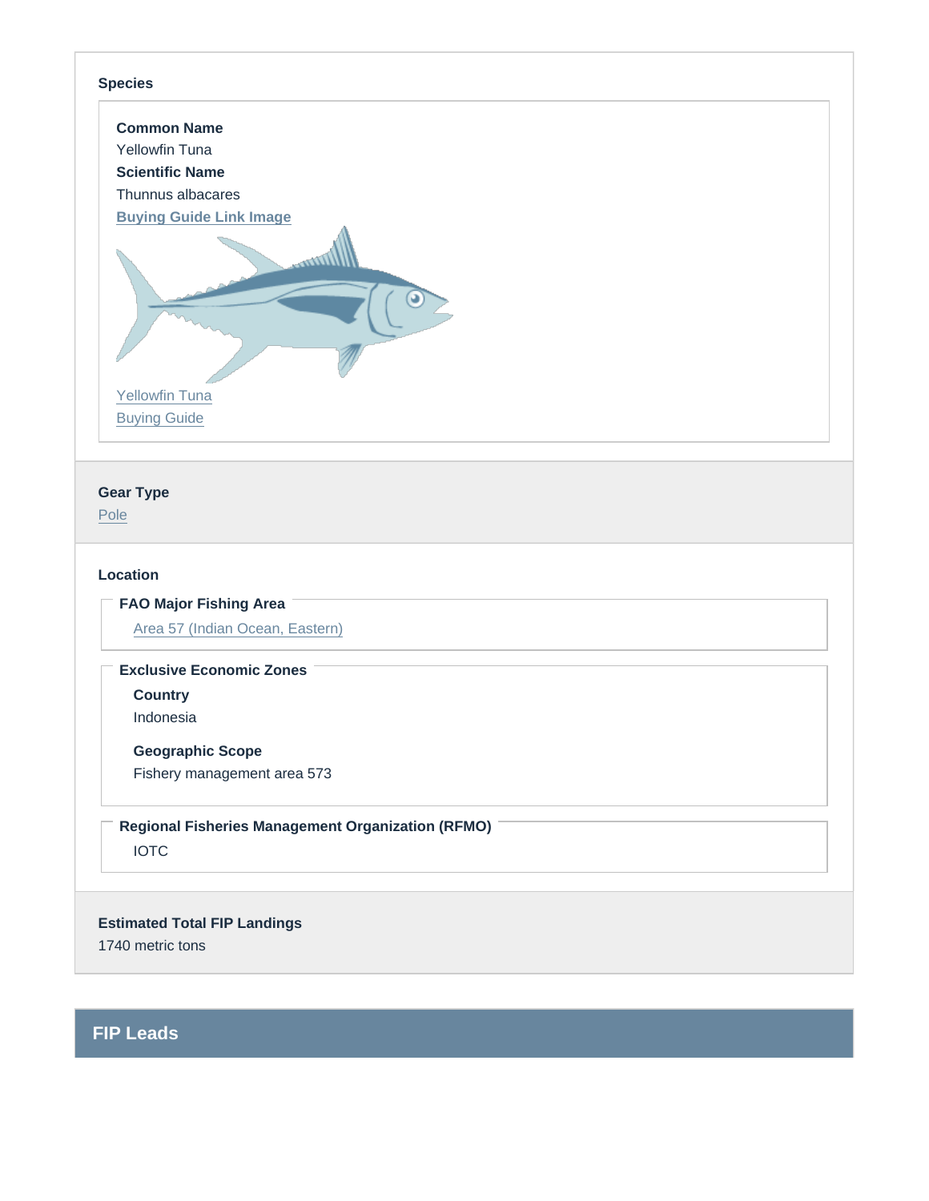### Species

**Common Name**
Yellowfin Tuna
**Scientific Name**
Thunnus albacares
**Buying Guide Link Image**

Yellowfin Tuna
Buying Guide

### Gear Type

Pole

### Location

**FAO Major Fishing Area**

Area 57 (Indian Ocean, Eastern)

**Exclusive Economic Zones**

**Country**
Indonesia

**Geographic Scope**
Fishery management area 573

**Regional Fisheries Management Organization (RFMO)**

IOTC

### Estimated Total FIP Landings

1740 metric tons

## FIP Leads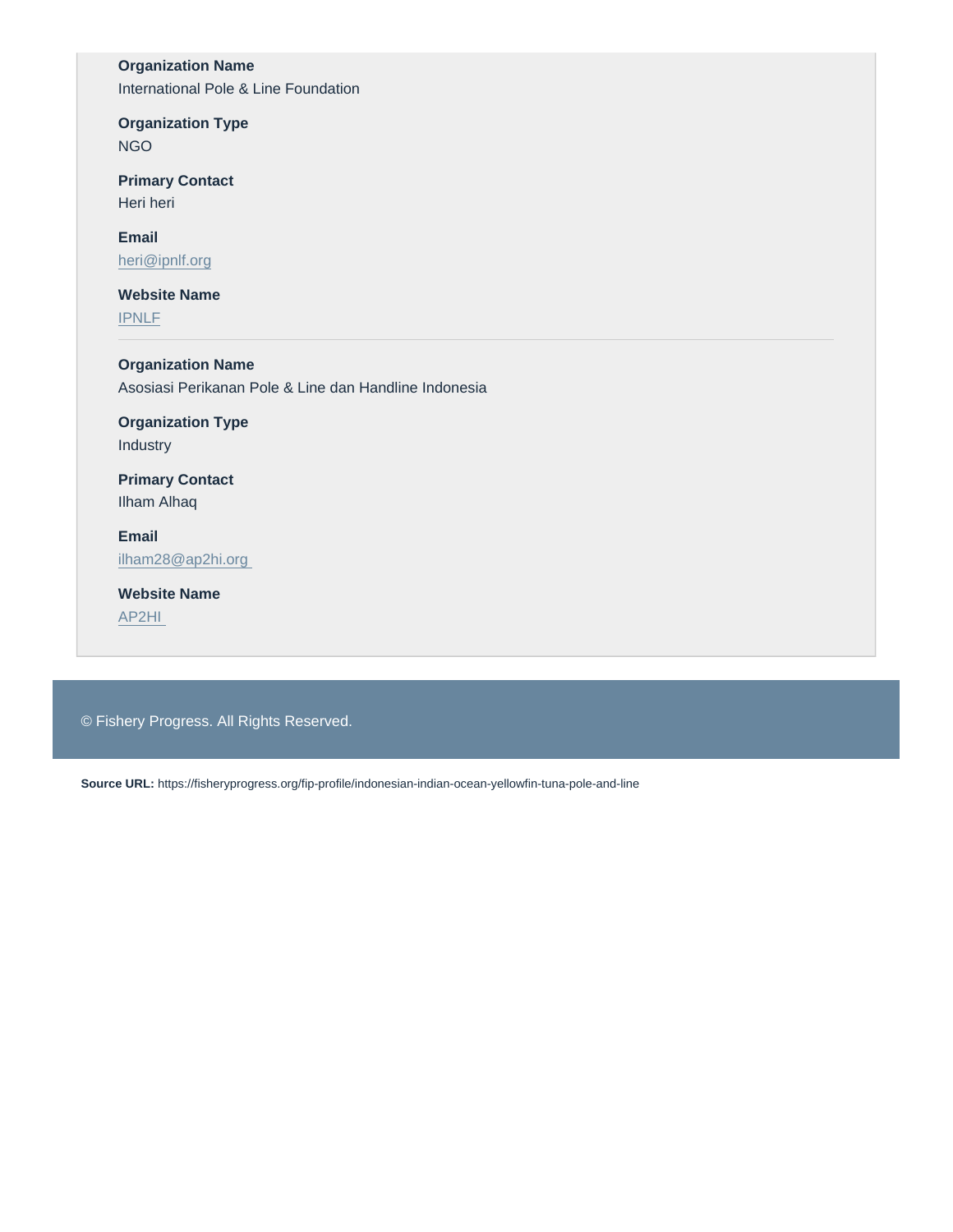**Organization Name**
International Pole & Line Foundation

**Organization Type**
NGO

**Primary Contact**
Heri heri

**Email**
heri@ipnlf.org

**Website Name**
IPNLF

---

**Organization Name**
Asosiasi Perikanan Pole & Line dan Handline Indonesia

**Organization Type**
Industry

**Primary Contact**
Ilham Alhaq

**Email**
ilham28@ap2hi.org

**Website Name**
AP2HI

© Fishery Progress. All Rights Reserved.

**Source URL:** https://fisheryprogress.org/fip-profile/indonesian-indian-ocean-yellowfin-tuna-pole-and-line